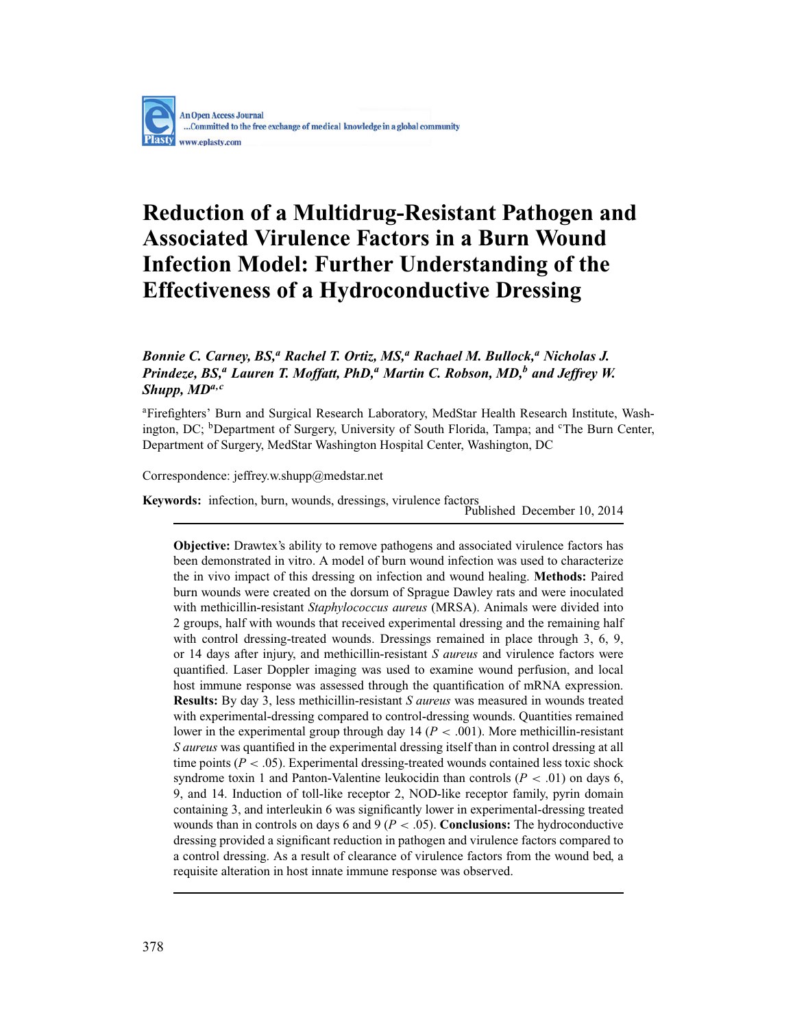# Reduction of a Multidrug-Resistant Pathogen and Associated Virulence Factors in a Burn Wound Infection Model: Further Understanding of the Effectiveness of a Hydroconductive Dressing

***Bonnie C. Carney, BS,[a] Rachel T. Ortiz, MS,[a] Rachael M. Bullock,[a] Nicholas J. Prindeze, BS,[a] Lauren T. Moffatt, PhD,[a] Martin C. Robson, MD,[b] and Jeffrey W. Shupp, MD[a,c]***

[a]Firefighters' Burn and Surgical Research Laboratory, MedStar Health Research Institute, Washington, DC; [b]Department of Surgery, University of South Florida, Tampa; and [c]The Burn Center, Department of Surgery, MedStar Washington Hospital Center, Washington, DC

Correspondence: jeffrey.w.shupp@medstar.net

**Keywords:** infection, burn, wounds, dressings, virulence factors

Published December 10, 2014

---

**Objective:** Drawtex's ability to remove pathogens and associated virulence factors has been demonstrated in vitro. A model of burn wound infection was used to characterize the in vivo impact of this dressing on infection and wound healing. **Methods:** Paired burn wounds were created on the dorsum of Sprague Dawley rats and were inoculated with methicillin-resistant *Staphylococcus aureus* (MRSA). Animals were divided into 2 groups, half with wounds that received experimental dressing and the remaining half with control dressing-treated wounds. Dressings remained in place through 3, 6, 9, or 14 days after injury, and methicillin-resistant *S aureus* and virulence factors were quantified. Laser Doppler imaging was used to examine wound perfusion, and local host immune response was assessed through the quantification of mRNA expression. **Results:** By day 3, less methicillin-resistant *S aureus* was measured in wounds treated with experimental-dressing compared to control-dressing wounds. Quantities remained lower in the experimental group through day 14 ($P < .001$). More methicillin-resistant *S aureus* was quantified in the experimental dressing itself than in control dressing at all time points ($P < .05$). Experimental dressing-treated wounds contained less toxic shock syndrome toxin 1 and Panton-Valentine leukocidin than controls ($P < .01$) on days 6, 9, and 14. Induction of toll-like receptor 2, NOD-like receptor family, pyrin domain containing 3, and interleukin 6 was significantly lower in experimental-dressing treated wounds than in controls on days 6 and 9 ($P < .05$). **Conclusions:** The hydroconductive dressing provided a significant reduction in pathogen and virulence factors compared to a control dressing. As a result of clearance of virulence factors from the wound bed, a requisite alteration in host innate immune response was observed.

---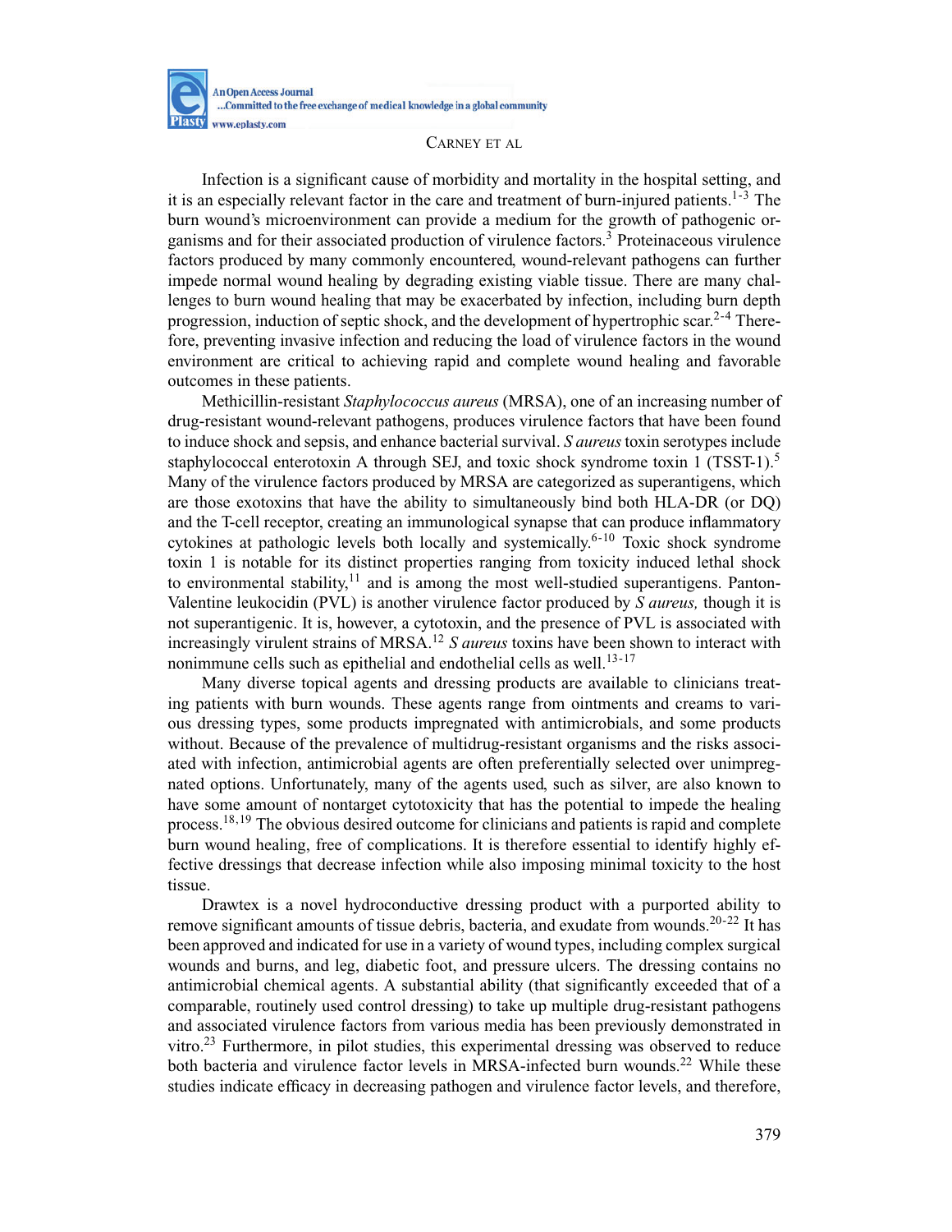Infection is a significant cause of morbidity and mortality in the hospital setting, and it is an especially relevant factor in the care and treatment of burn-injured patients.[1-3] The burn wound's microenvironment can provide a medium for the growth of pathogenic organisms and for their associated production of virulence factors.[3] Proteinaceous virulence factors produced by many commonly encountered, wound-relevant pathogens can further impede normal wound healing by degrading existing viable tissue. There are many challenges to burn wound healing that may be exacerbated by infection, including burn depth progression, induction of septic shock, and the development of hypertrophic scar.[2-4] Therefore, preventing invasive infection and reducing the load of virulence factors in the wound environment are critical to achieving rapid and complete wound healing and favorable outcomes in these patients.

Methicillin-resistant *Staphylococcus aureus* (MRSA), one of an increasing number of drug-resistant wound-relevant pathogens, produces virulence factors that have been found to induce shock and sepsis, and enhance bacterial survival. *S aureus* toxin serotypes include staphylococcal enterotoxin A through SEJ, and toxic shock syndrome toxin 1 (TSST-1).[5] Many of the virulence factors produced by MRSA are categorized as superantigens, which are those exotoxins that have the ability to simultaneously bind both HLA-DR (or DQ) and the T-cell receptor, creating an immunological synapse that can produce inflammatory cytokines at pathologic levels both locally and systemically.[6-10] Toxic shock syndrome toxin 1 is notable for its distinct properties ranging from toxicity induced lethal shock to environmental stability,[11] and is among the most well-studied superantigens. Panton-Valentine leukocidin (PVL) is another virulence factor produced by *S aureus,* though it is not superantigenic. It is, however, a cytotoxin, and the presence of PVL is associated with increasingly virulent strains of MRSA.[12] *S aureus* toxins have been shown to interact with nonimmune cells such as epithelial and endothelial cells as well.[13-17]

Many diverse topical agents and dressing products are available to clinicians treating patients with burn wounds. These agents range from ointments and creams to various dressing types, some products impregnated with antimicrobials, and some products without. Because of the prevalence of multidrug-resistant organisms and the risks associated with infection, antimicrobial agents are often preferentially selected over unimpregnated options. Unfortunately, many of the agents used, such as silver, are also known to have some amount of nontarget cytotoxicity that has the potential to impede the healing process.[18,19] The obvious desired outcome for clinicians and patients is rapid and complete burn wound healing, free of complications. It is therefore essential to identify highly effective dressings that decrease infection while also imposing minimal toxicity to the host tissue.

Drawtex is a novel hydroconductive dressing product with a purported ability to remove significant amounts of tissue debris, bacteria, and exudate from wounds.[20-22] It has been approved and indicated for use in a variety of wound types, including complex surgical wounds and burns, and leg, diabetic foot, and pressure ulcers. The dressing contains no antimicrobial chemical agents. A substantial ability (that significantly exceeded that of a comparable, routinely used control dressing) to take up multiple drug-resistant pathogens and associated virulence factors from various media has been previously demonstrated in vitro.[23] Furthermore, in pilot studies, this experimental dressing was observed to reduce both bacteria and virulence factor levels in MRSA-infected burn wounds.[22] While these studies indicate efficacy in decreasing pathogen and virulence factor levels, and therefore,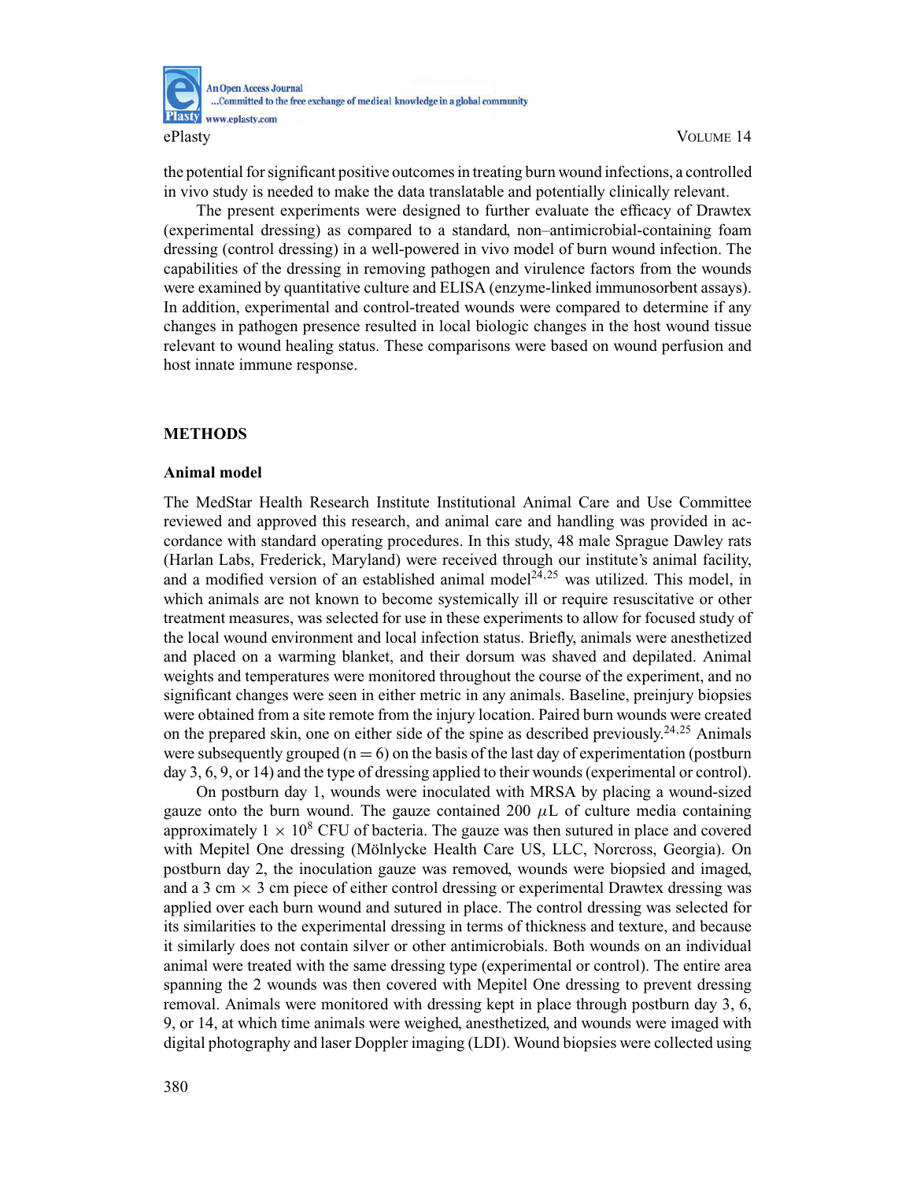the potential for significant positive outcomes in treating burn wound infections, a controlled in vivo study is needed to make the data translatable and potentially clinically relevant.

The present experiments were designed to further evaluate the efficacy of Drawtex (experimental dressing) as compared to a standard, non–antimicrobial-containing foam dressing (control dressing) in a well-powered in vivo model of burn wound infection. The capabilities of the dressing in removing pathogen and virulence factors from the wounds were examined by quantitative culture and ELISA (enzyme-linked immunosorbent assays). In addition, experimental and control-treated wounds were compared to determine if any changes in pathogen presence resulted in local biologic changes in the host wound tissue relevant to wound healing status. These comparisons were based on wound perfusion and host innate immune response.

## METHODS

### Animal model

The MedStar Health Research Institute Institutional Animal Care and Use Committee reviewed and approved this research, and animal care and handling was provided in accordance with standard operating procedures. In this study, 48 male Sprague Dawley rats (Harlan Labs, Frederick, Maryland) were received through our institute's animal facility, and a modified version of an established animal model[24,25] was utilized. This model, in which animals are not known to become systemically ill or require resuscitative or other treatment measures, was selected for use in these experiments to allow for focused study of the local wound environment and local infection status. Briefly, animals were anesthetized and placed on a warming blanket, and their dorsum was shaved and depilated. Animal weights and temperatures were monitored throughout the course of the experiment, and no significant changes were seen in either metric in any animals. Baseline, preinjury biopsies were obtained from a site remote from the injury location. Paired burn wounds were created on the prepared skin, one on either side of the spine as described previously.[24,25] Animals were subsequently grouped ($n = 6$) on the basis of the last day of experimentation (postburn day 3, 6, 9, or 14) and the type of dressing applied to their wounds (experimental or control).

On postburn day 1, wounds were inoculated with MRSA by placing a wound-sized gauze onto the burn wound. The gauze contained 200 $\mu$L of culture media containing approximately $1 \times 10^8$ CFU of bacteria. The gauze was then sutured in place and covered with Mepitel One dressing (Mölnlycke Health Care US, LLC, Norcross, Georgia). On postburn day 2, the inoculation gauze was removed, wounds were biopsied and imaged, and a 3 cm × 3 cm piece of either control dressing or experimental Drawtex dressing was applied over each burn wound and sutured in place. The control dressing was selected for its similarities to the experimental dressing in terms of thickness and texture, and because it similarly does not contain silver or other antimicrobials. Both wounds on an individual animal were treated with the same dressing type (experimental or control). The entire area spanning the 2 wounds was then covered with Mepitel One dressing to prevent dressing removal. Animals were monitored with dressing kept in place through postburn day 3, 6, 9, or 14, at which time animals were weighed, anesthetized, and wounds were imaged with digital photography and laser Doppler imaging (LDI). Wound biopsies were collected using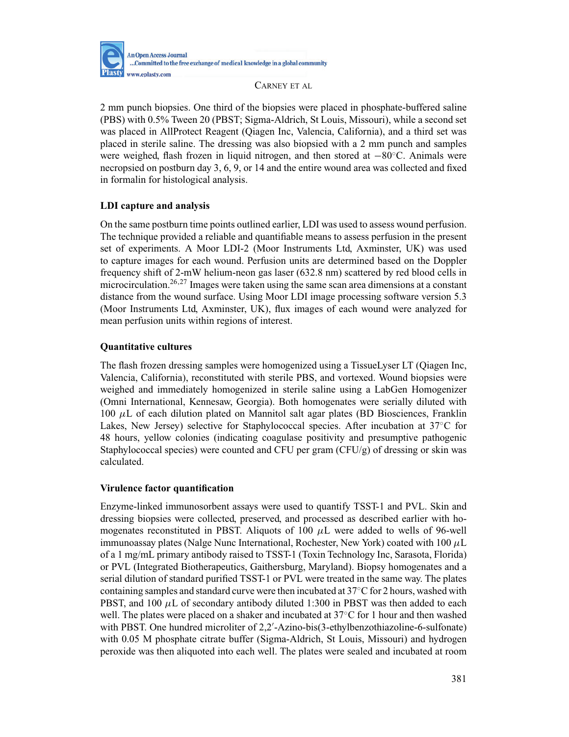2 mm punch biopsies. One third of the biopsies were placed in phosphate-buffered saline (PBS) with 0.5% Tween 20 (PBST; Sigma-Aldrich, St Louis, Missouri), while a second set was placed in AllProtect Reagent (Qiagen Inc, Valencia, California), and a third set was placed in sterile saline. The dressing was also biopsied with a 2 mm punch and samples were weighed, flash frozen in liquid nitrogen, and then stored at −80°C. Animals were necropsied on postburn day 3, 6, 9, or 14 and the entire wound area was collected and fixed in formalin for histological analysis.

### LDI capture and analysis

On the same postburn time points outlined earlier, LDI was used to assess wound perfusion. The technique provided a reliable and quantifiable means to assess perfusion in the present set of experiments. A Moor LDI-2 (Moor Instruments Ltd, Axminster, UK) was used to capture images for each wound. Perfusion units are determined based on the Doppler frequency shift of 2-mW helium-neon gas laser (632.8 nm) scattered by red blood cells in microcirculation.[26,27] Images were taken using the same scan area dimensions at a constant distance from the wound surface. Using Moor LDI image processing software version 5.3 (Moor Instruments Ltd, Axminster, UK), flux images of each wound were analyzed for mean perfusion units within regions of interest.

### Quantitative cultures

The flash frozen dressing samples were homogenized using a TissueLyser LT (Qiagen Inc, Valencia, California), reconstituted with sterile PBS, and vortexed. Wound biopsies were weighed and immediately homogenized in sterile saline using a LabGen Homogenizer (Omni International, Kennesaw, Georgia). Both homogenates were serially diluted with 100 $\mu$L of each dilution plated on Mannitol salt agar plates (BD Biosciences, Franklin Lakes, New Jersey) selective for Staphylococcal species. After incubation at 37°C for 48 hours, yellow colonies (indicating coagulase positivity and presumptive pathogenic Staphylococcal species) were counted and CFU per gram (CFU/g) of dressing or skin was calculated.

### Virulence factor quantification

Enzyme-linked immunosorbent assays were used to quantify TSST-1 and PVL. Skin and dressing biopsies were collected, preserved, and processed as described earlier with homogenates reconstituted in PBST. Aliquots of 100 $\mu$L were added to wells of 96-well immunoassay plates (Nalge Nunc International, Rochester, New York) coated with 100 $\mu$L of a 1 mg/mL primary antibody raised to TSST-1 (Toxin Technology Inc, Sarasota, Florida) or PVL (Integrated Biotherapeutics, Gaithersburg, Maryland). Biopsy homogenates and a serial dilution of standard purified TSST-1 or PVL were treated in the same way. The plates containing samples and standard curve were then incubated at 37°C for 2 hours, washed with PBST, and 100 $\mu$L of secondary antibody diluted 1:300 in PBST was then added to each well. The plates were placed on a shaker and incubated at 37°C for 1 hour and then washed with PBST. One hundred microliter of 2,2′-Azino-bis(3-ethylbenzothiazoline-6-sulfonate) with 0.05 M phosphate citrate buffer (Sigma-Aldrich, St Louis, Missouri) and hydrogen peroxide was then aliquoted into each well. The plates were sealed and incubated at room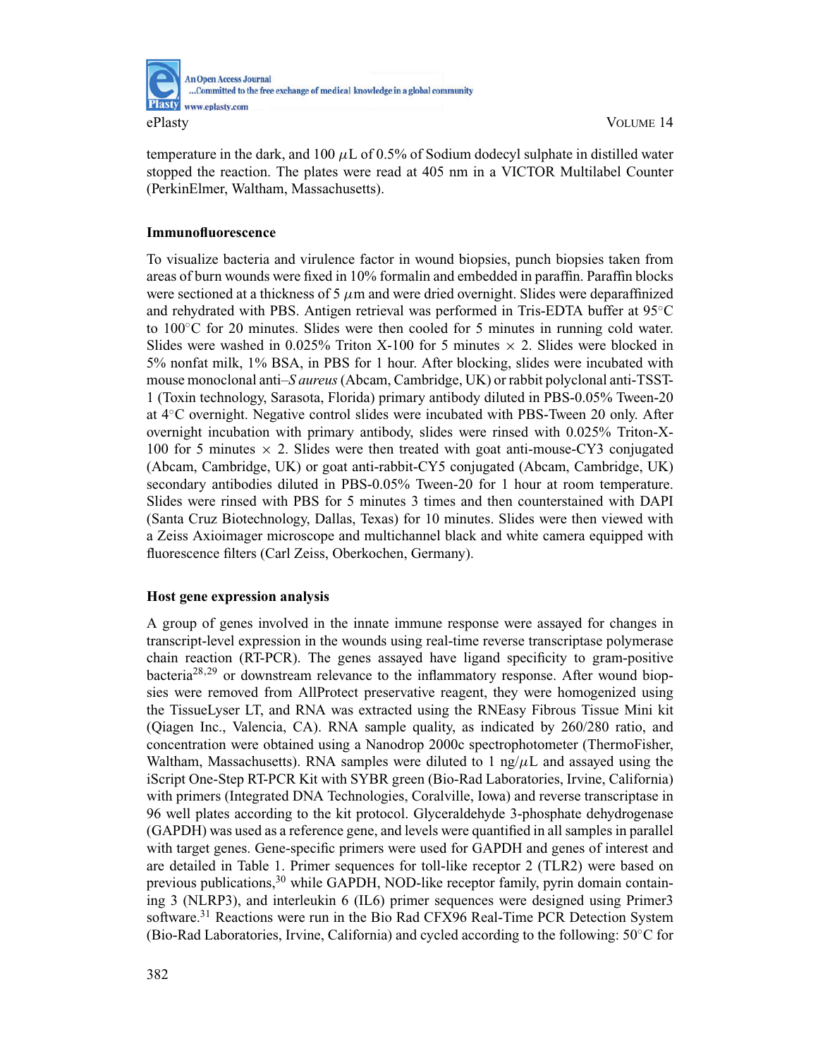temperature in the dark, and 100 $\mu$L of 0.5% of Sodium dodecyl sulphate in distilled water stopped the reaction. The plates were read at 405 nm in a VICTOR Multilabel Counter (PerkinElmer, Waltham, Massachusetts).

### Immunofluorescence

To visualize bacteria and virulence factor in wound biopsies, punch biopsies taken from areas of burn wounds were fixed in 10% formalin and embedded in paraffin. Paraffin blocks were sectioned at a thickness of 5 $\mu$m and were dried overnight. Slides were deparaffinized and rehydrated with PBS. Antigen retrieval was performed in Tris-EDTA buffer at 95°C to 100°C for 20 minutes. Slides were then cooled for 5 minutes in running cold water. Slides were washed in 0.025% Triton X-100 for 5 minutes × 2. Slides were blocked in 5% nonfat milk, 1% BSA, in PBS for 1 hour. After blocking, slides were incubated with mouse monoclonal anti–*S aureus* (Abcam, Cambridge, UK) or rabbit polyclonal anti-TSST-1 (Toxin technology, Sarasota, Florida) primary antibody diluted in PBS-0.05% Tween-20 at 4°C overnight. Negative control slides were incubated with PBS-Tween 20 only. After overnight incubation with primary antibody, slides were rinsed with 0.025% Triton-X-100 for 5 minutes × 2. Slides were then treated with goat anti-mouse-CY3 conjugated (Abcam, Cambridge, UK) or goat anti-rabbit-CY5 conjugated (Abcam, Cambridge, UK) secondary antibodies diluted in PBS-0.05% Tween-20 for 1 hour at room temperature. Slides were rinsed with PBS for 5 minutes 3 times and then counterstained with DAPI (Santa Cruz Biotechnology, Dallas, Texas) for 10 minutes. Slides were then viewed with a Zeiss Axioimager microscope and multichannel black and white camera equipped with fluorescence filters (Carl Zeiss, Oberkochen, Germany).

### Host gene expression analysis

A group of genes involved in the innate immune response were assayed for changes in transcript-level expression in the wounds using real-time reverse transcriptase polymerase chain reaction (RT-PCR). The genes assayed have ligand specificity to gram-positive bacteria[28,29] or downstream relevance to the inflammatory response. After wound biopsies were removed from AllProtect preservative reagent, they were homogenized using the TissueLyser LT, and RNA was extracted using the RNEasy Fibrous Tissue Mini kit (Qiagen Inc., Valencia, CA). RNA sample quality, as indicated by 260/280 ratio, and concentration were obtained using a Nanodrop 2000c spectrophotometer (ThermoFisher, Waltham, Massachusetts). RNA samples were diluted to 1 ng/$\mu$L and assayed using the iScript One-Step RT-PCR Kit with SYBR green (Bio-Rad Laboratories, Irvine, California) with primers (Integrated DNA Technologies, Coralville, Iowa) and reverse transcriptase in 96 well plates according to the kit protocol. Glyceraldehyde 3-phosphate dehydrogenase (GAPDH) was used as a reference gene, and levels were quantified in all samples in parallel with target genes. Gene-specific primers were used for GAPDH and genes of interest and are detailed in Table 1. Primer sequences for toll-like receptor 2 (TLR2) were based on previous publications,[30] while GAPDH, NOD-like receptor family, pyrin domain containing 3 (NLRP3), and interleukin 6 (IL6) primer sequences were designed using Primer3 software.[31] Reactions were run in the Bio Rad CFX96 Real-Time PCR Detection System (Bio-Rad Laboratories, Irvine, California) and cycled according to the following: 50°C for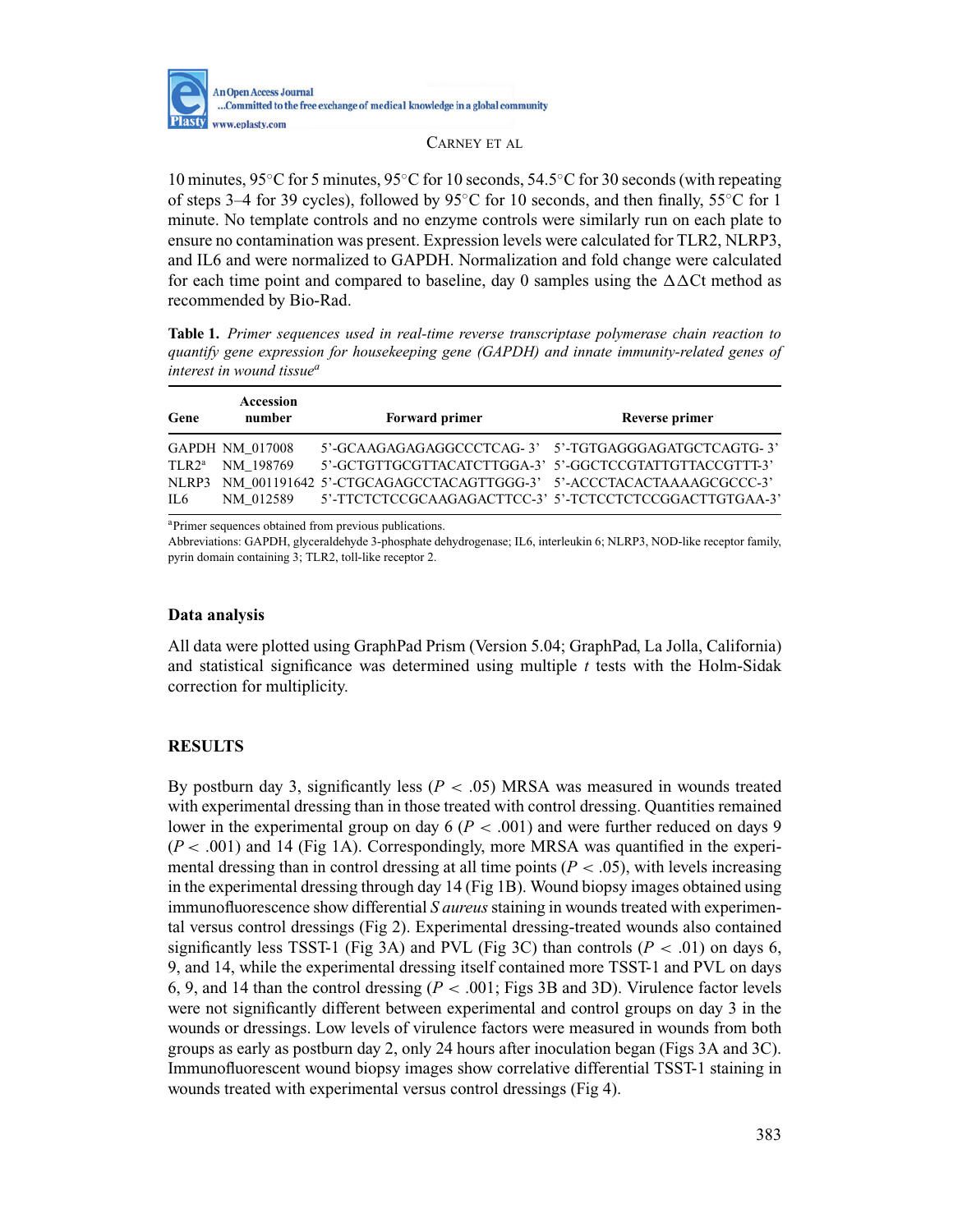10 minutes, 95°C for 5 minutes, 95°C for 10 seconds, 54.5°C for 30 seconds (with repeating of steps 3–4 for 39 cycles), followed by 95°C for 10 seconds, and then finally, 55°C for 1 minute. No template controls and no enzyme controls were similarly run on each plate to ensure no contamination was present. Expression levels were calculated for TLR2, NLRP3, and IL6 and were normalized to GAPDH. Normalization and fold change were calculated for each time point and compared to baseline, day 0 samples using the $\Delta\Delta$Ct method as recommended by Bio-Rad.

**Table 1.** *Primer sequences used in real-time reverse transcriptase polymerase chain reaction to quantify gene expression for housekeeping gene (GAPDH) and innate immunity-related genes of interest in wound tissue*[a]

| Gene | Accession number | Forward primer | Reverse primer |
|---|---|---|---|
| GAPDH | NM_017008 | 5'-GCAAGAGAGAGGCCCTCAG- 3' | 5'-TGTGAGGGAGATGCTCAGTG- 3' |
| TLR2[a] | NM_198769 | 5'-GCTGTTGCGTTACATCTTGGA-3' | 5'-GGCTCCGTATTGTTACCGTTT-3' |
| NLRP3 | NM_001191642 | 5'-CTGCAGAGCCTACAGTTGGG-3' | 5'-ACCCTACACTAAAAGCGCCC-3' |
| IL6 | NM_012589 | 5'-TTCTCTCCGCAAGAGACTTCC-3' | 5'-TCTCCTCTCCGGACTTGTGAA-3' |

[a]Primer sequences obtained from previous publications.

Abbreviations: GAPDH, glyceraldehyde 3-phosphate dehydrogenase; IL6, interleukin 6; NLRP3, NOD-like receptor family, pyrin domain containing 3; TLR2, toll-like receptor 2.

### Data analysis

All data were plotted using GraphPad Prism (Version 5.04; GraphPad, La Jolla, California) and statistical significance was determined using multiple *t* tests with the Holm-Sidak correction for multiplicity.

## RESULTS

By postburn day 3, significantly less ($P < .05$) MRSA was measured in wounds treated with experimental dressing than in those treated with control dressing. Quantities remained lower in the experimental group on day 6 ($P < .001$) and were further reduced on days 9 ($P < .001$) and 14 (Fig 1A). Correspondingly, more MRSA was quantified in the experimental dressing than in control dressing at all time points ($P < .05$), with levels increasing in the experimental dressing through day 14 (Fig 1B). Wound biopsy images obtained using immunofluorescence show differential *S aureus* staining in wounds treated with experimental versus control dressings (Fig 2). Experimental dressing-treated wounds also contained significantly less TSST-1 (Fig 3A) and PVL (Fig 3C) than controls ($P < .01$) on days 6, 9, and 14, while the experimental dressing itself contained more TSST-1 and PVL on days 6, 9, and 14 than the control dressing ($P < .001$; Figs 3B and 3D). Virulence factor levels were not significantly different between experimental and control groups on day 3 in the wounds or dressings. Low levels of virulence factors were measured in wounds from both groups as early as postburn day 2, only 24 hours after inoculation began (Figs 3A and 3C). Immunofluorescent wound biopsy images show correlative differential TSST-1 staining in wounds treated with experimental versus control dressings (Fig 4).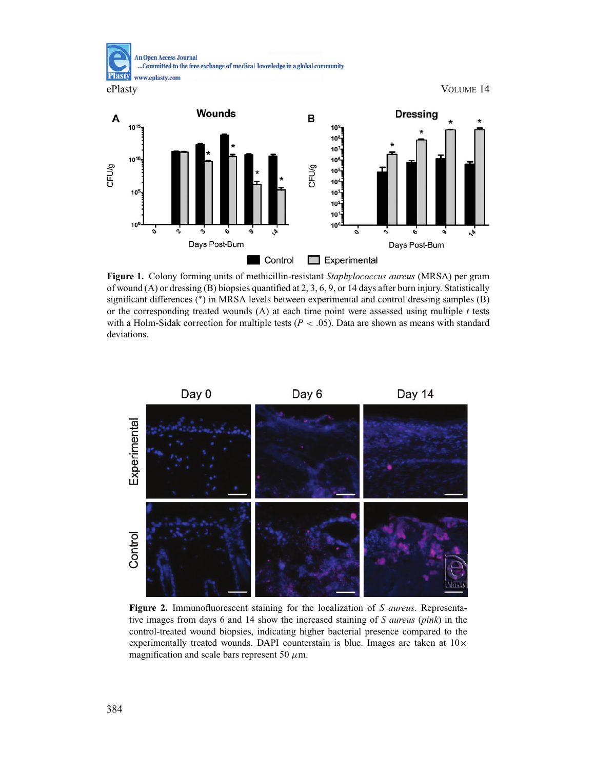**Figure 1.** Colony forming units of methicillin-resistant *Staphylococcus aureus* (MRSA) per gram of wound (A) or dressing (B) biopsies quantified at 2, 3, 6, 9, or 14 days after burn injury. Statistically significant differences (*) in MRSA levels between experimental and control dressing samples (B) or the corresponding treated wounds (A) at each time point were assessed using multiple *t* tests with a Holm-Sidak correction for multiple tests ($P < .05$). Data are shown as means with standard deviations.

**Figure 2.** Immunofluorescent staining for the localization of *S aureus*. Representative images from days 6 and 14 show the increased staining of *S aureus* (*pink*) in the control-treated wound biopsies, indicating higher bacterial presence compared to the experimentally treated wounds. DAPI counterstain is blue. Images are taken at 10× magnification and scale bars represent 50 $\mu$m.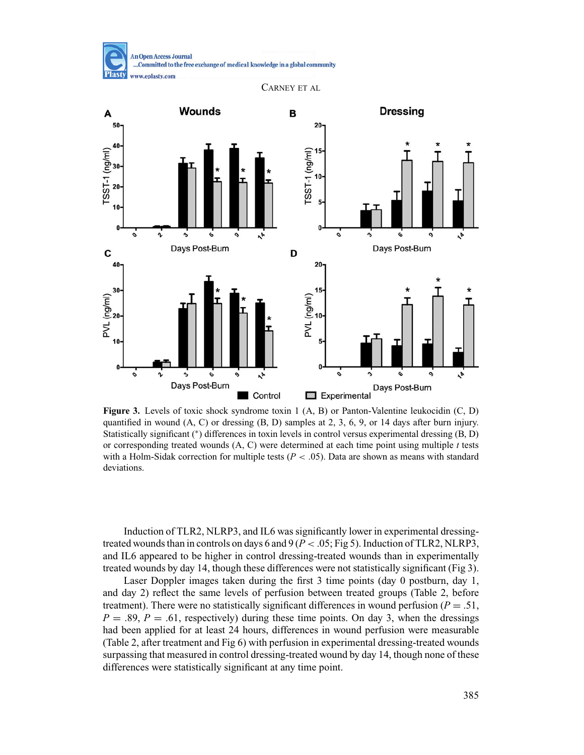**Figure 3.** Levels of toxic shock syndrome toxin 1 (A, B) or Panton-Valentine leukocidin (C, D) quantified in wound (A, C) or dressing (B, D) samples at 2, 3, 6, 9, or 14 days after burn injury. Statistically significant (*) differences in toxin levels in control versus experimental dressing (B, D) or corresponding treated wounds (A, C) were determined at each time point using multiple *t* tests with a Holm-Sidak correction for multiple tests ($P < .05$). Data are shown as means with standard deviations.

Induction of TLR2, NLRP3, and IL6 was significantly lower in experimental dressing-treated wounds than in controls on days 6 and 9 ($P < .05$; Fig 5). Induction of TLR2, NLRP3, and IL6 appeared to be higher in control dressing-treated wounds than in experimentally treated wounds by day 14, though these differences were not statistically significant (Fig 3).

Laser Doppler images taken during the first 3 time points (day 0 postburn, day 1, and day 2) reflect the same levels of perfusion between treated groups (Table 2, before treatment). There were no statistically significant differences in wound perfusion ($P = .51$, $P = .89$, $P = .61$, respectively) during these time points. On day 3, when the dressings had been applied for at least 24 hours, differences in wound perfusion were measurable (Table 2, after treatment and Fig 6) with perfusion in experimental dressing-treated wounds surpassing that measured in control dressing-treated wound by day 14, though none of these differences were statistically significant at any time point.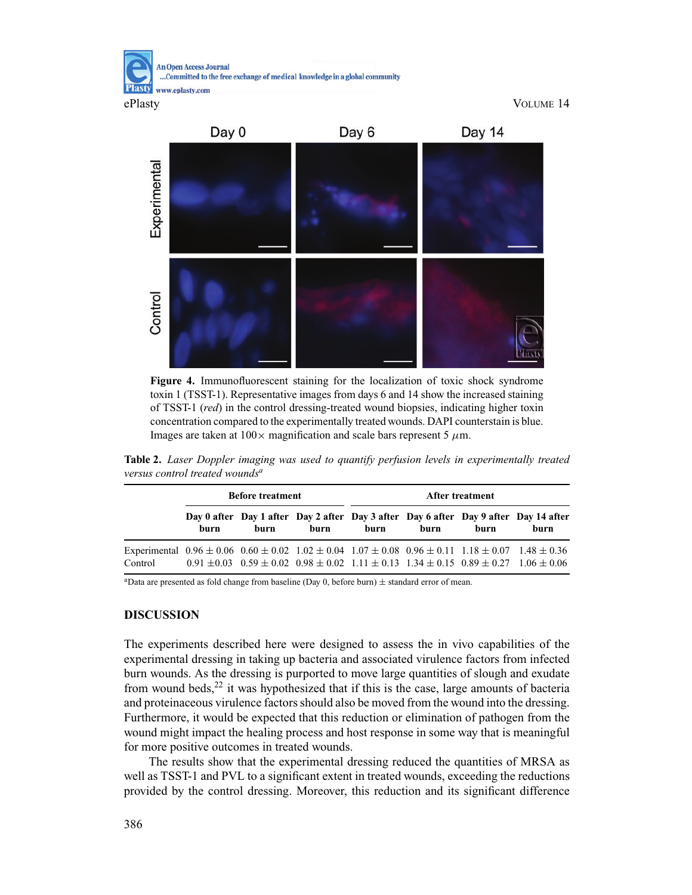**Figure 4.** Immunofluorescent staining for the localization of toxic shock syndrome toxin 1 (TSST-1). Representative images from days 6 and 14 show the increased staining of TSST-1 (*red*) in the control dressing-treated wound biopsies, indicating higher toxin concentration compared to the experimentally treated wounds. DAPI counterstain is blue. Images are taken at 100× magnification and scale bars represent 5 $\mu$m.

**Table 2.** *Laser Doppler imaging was used to quantify perfusion levels in experimentally treated versus control treated wounds*[a]

| | Before treatment | | | After treatment | | | |
|---|---|---|---|---|---|---|---|
| | Day 0 after burn | Day 1 after burn | Day 2 after burn | Day 3 after burn | Day 6 after burn | Day 9 after burn | Day 14 after burn |
| Experimental | 0.96 ± 0.06 | 0.60 ± 0.02 | 1.02 ± 0.04 | 1.07 ± 0.08 | 0.96 ± 0.11 | 1.18 ± 0.07 | 1.48 ± 0.36 |
| Control | 0.91 ±0.03 | 0.59 ± 0.02 | 0.98 ± 0.02 | 1.11 ± 0.13 | 1.34 ± 0.15 | 0.89 ± 0.27 | 1.06 ± 0.06 |

[a]Data are presented as fold change from baseline (Day 0, before burn) ± standard error of mean.

## DISCUSSION

The experiments described here were designed to assess the in vivo capabilities of the experimental dressing in taking up bacteria and associated virulence factors from infected burn wounds. As the dressing is purported to move large quantities of slough and exudate from wound beds,[22] it was hypothesized that if this is the case, large amounts of bacteria and proteinaceous virulence factors should also be moved from the wound into the dressing. Furthermore, it would be expected that this reduction or elimination of pathogen from the wound might impact the healing process and host response in some way that is meaningful for more positive outcomes in treated wounds.

The results show that the experimental dressing reduced the quantities of MRSA as well as TSST-1 and PVL to a significant extent in treated wounds, exceeding the reductions provided by the control dressing. Moreover, this reduction and its significant difference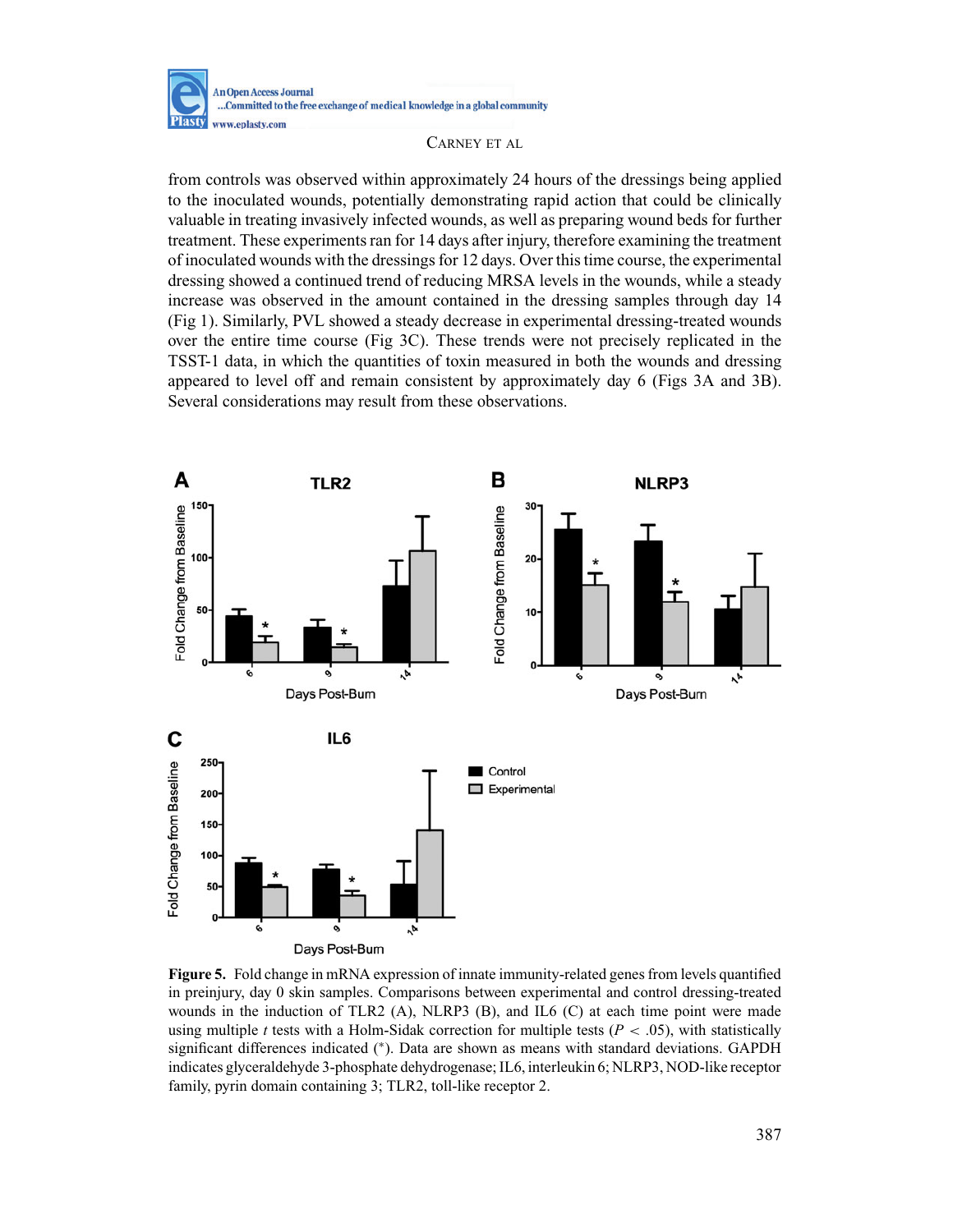from controls was observed within approximately 24 hours of the dressings being applied to the inoculated wounds, potentially demonstrating rapid action that could be clinically valuable in treating invasively infected wounds, as well as preparing wound beds for further treatment. These experiments ran for 14 days after injury, therefore examining the treatment of inoculated wounds with the dressings for 12 days. Over this time course, the experimental dressing showed a continued trend of reducing MRSA levels in the wounds, while a steady increase was observed in the amount contained in the dressing samples through day 14 (Fig 1). Similarly, PVL showed a steady decrease in experimental dressing-treated wounds over the entire time course (Fig 3C). These trends were not precisely replicated in the TSST-1 data, in which the quantities of toxin measured in both the wounds and dressing appeared to level off and remain consistent by approximately day 6 (Figs 3A and 3B). Several considerations may result from these observations.

**Figure 5.** Fold change in mRNA expression of innate immunity-related genes from levels quantified in preinjury, day 0 skin samples. Comparisons between experimental and control dressing-treated wounds in the induction of TLR2 (A), NLRP3 (B), and IL6 (C) at each time point were made using multiple *t* tests with a Holm-Sidak correction for multiple tests ($P < .05$), with statistically significant differences indicated (*). Data are shown as means with standard deviations. GAPDH indicates glyceraldehyde 3-phosphate dehydrogenase; IL6, interleukin 6; NLRP3, NOD-like receptor family, pyrin domain containing 3; TLR2, toll-like receptor 2.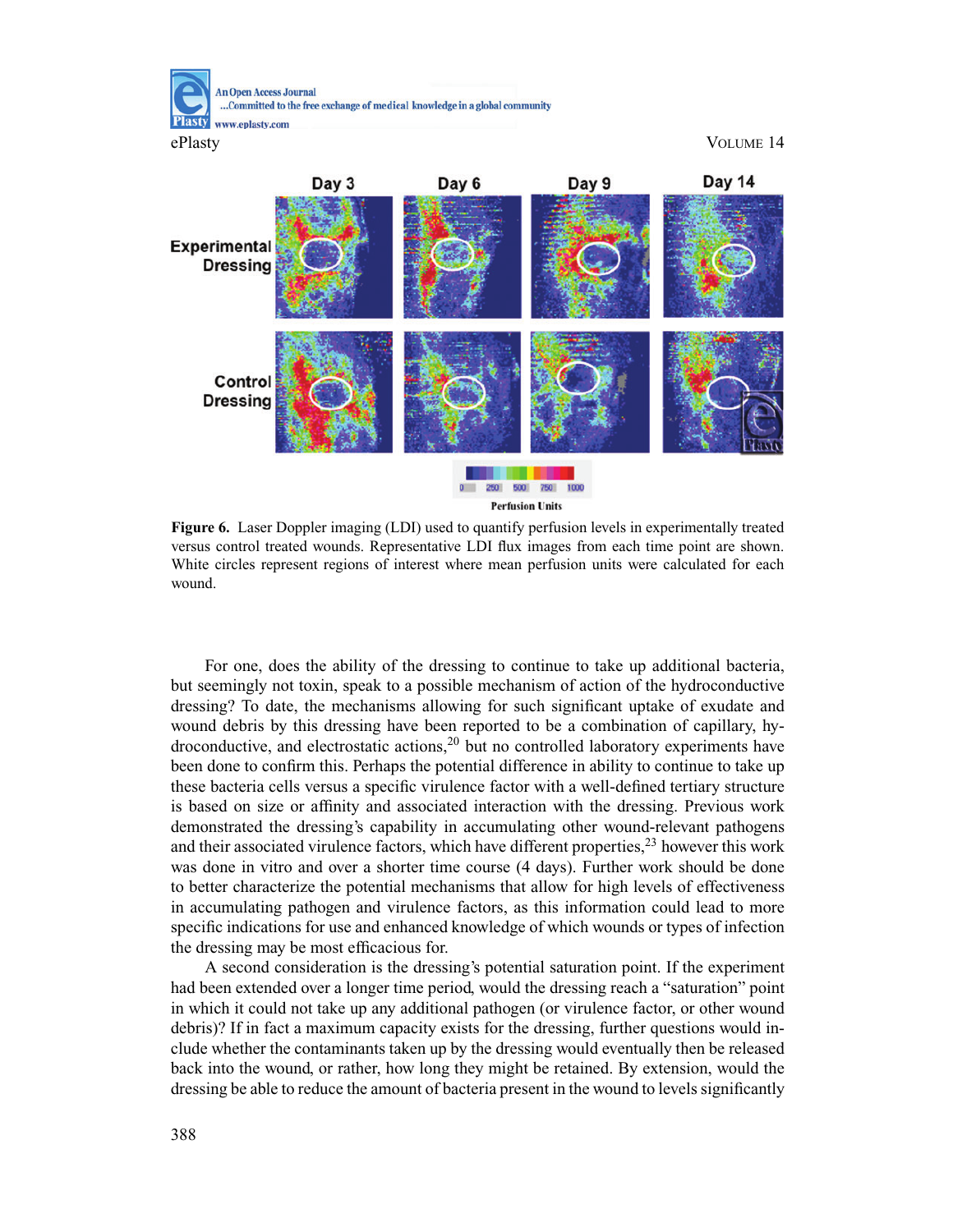**Figure 6.** Laser Doppler imaging (LDI) used to quantify perfusion levels in experimentally treated versus control treated wounds. Representative LDI flux images from each time point are shown. White circles represent regions of interest where mean perfusion units were calculated for each wound.

For one, does the ability of the dressing to continue to take up additional bacteria, but seemingly not toxin, speak to a possible mechanism of action of the hydroconductive dressing? To date, the mechanisms allowing for such significant uptake of exudate and wound debris by this dressing have been reported to be a combination of capillary, hydroconductive, and electrostatic actions,[20] but no controlled laboratory experiments have been done to confirm this. Perhaps the potential difference in ability to continue to take up these bacteria cells versus a specific virulence factor with a well-defined tertiary structure is based on size or affinity and associated interaction with the dressing. Previous work demonstrated the dressing's capability in accumulating other wound-relevant pathogens and their associated virulence factors, which have different properties,[23] however this work was done in vitro and over a shorter time course (4 days). Further work should be done to better characterize the potential mechanisms that allow for high levels of effectiveness in accumulating pathogen and virulence factors, as this information could lead to more specific indications for use and enhanced knowledge of which wounds or types of infection the dressing may be most efficacious for.

A second consideration is the dressing's potential saturation point. If the experiment had been extended over a longer time period, would the dressing reach a "saturation" point in which it could not take up any additional pathogen (or virulence factor, or other wound debris)? If in fact a maximum capacity exists for the dressing, further questions would include whether the contaminants taken up by the dressing would eventually then be released back into the wound, or rather, how long they might be retained. By extension, would the dressing be able to reduce the amount of bacteria present in the wound to levels significantly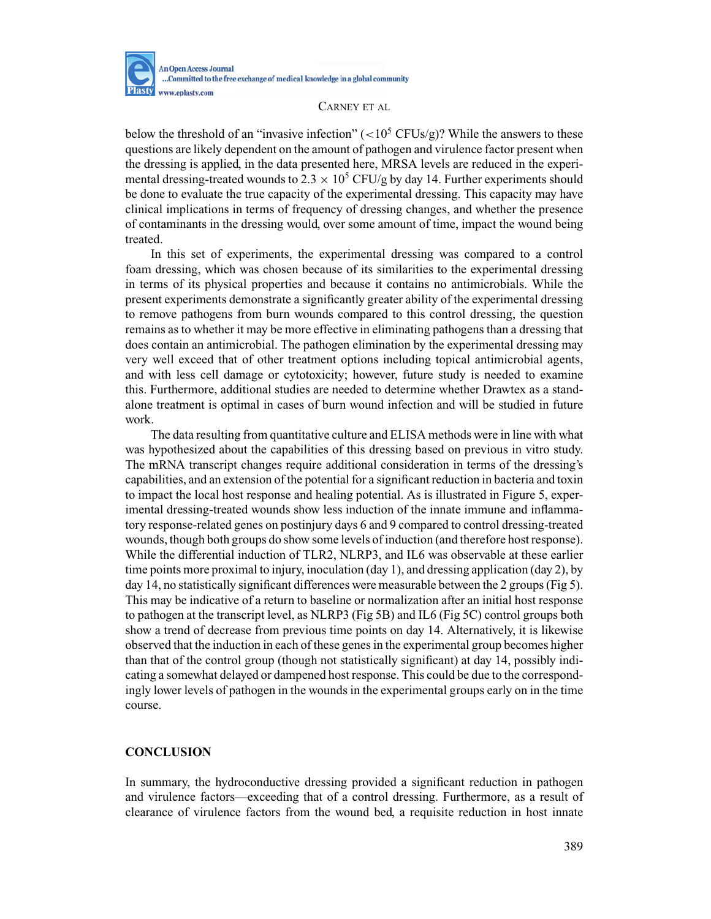below the threshold of an "invasive infection" ($<10^5$ CFUs/g)? While the answers to these questions are likely dependent on the amount of pathogen and virulence factor present when the dressing is applied, in the data presented here, MRSA levels are reduced in the experimental dressing-treated wounds to $2.3 \times 10^5$ CFU/g by day 14. Further experiments should be done to evaluate the true capacity of the experimental dressing. This capacity may have clinical implications in terms of frequency of dressing changes, and whether the presence of contaminants in the dressing would, over some amount of time, impact the wound being treated.

In this set of experiments, the experimental dressing was compared to a control foam dressing, which was chosen because of its similarities to the experimental dressing in terms of its physical properties and because it contains no antimicrobials. While the present experiments demonstrate a significantly greater ability of the experimental dressing to remove pathogens from burn wounds compared to this control dressing, the question remains as to whether it may be more effective in eliminating pathogens than a dressing that does contain an antimicrobial. The pathogen elimination by the experimental dressing may very well exceed that of other treatment options including topical antimicrobial agents, and with less cell damage or cytotoxicity; however, future study is needed to examine this. Furthermore, additional studies are needed to determine whether Drawtex as a stand-alone treatment is optimal in cases of burn wound infection and will be studied in future work.

The data resulting from quantitative culture and ELISA methods were in line with what was hypothesized about the capabilities of this dressing based on previous in vitro study. The mRNA transcript changes require additional consideration in terms of the dressing's capabilities, and an extension of the potential for a significant reduction in bacteria and toxin to impact the local host response and healing potential. As is illustrated in Figure 5, experimental dressing-treated wounds show less induction of the innate immune and inflammatory response-related genes on postinjury days 6 and 9 compared to control dressing-treated wounds, though both groups do show some levels of induction (and therefore host response). While the differential induction of TLR2, NLRP3, and IL6 was observable at these earlier time points more proximal to injury, inoculation (day 1), and dressing application (day 2), by day 14, no statistically significant differences were measurable between the 2 groups (Fig 5). This may be indicative of a return to baseline or normalization after an initial host response to pathogen at the transcript level, as NLRP3 (Fig 5B) and IL6 (Fig 5C) control groups both show a trend of decrease from previous time points on day 14. Alternatively, it is likewise observed that the induction in each of these genes in the experimental group becomes higher than that of the control group (though not statistically significant) at day 14, possibly indicating a somewhat delayed or dampened host response. This could be due to the correspondingly lower levels of pathogen in the wounds in the experimental groups early on in the time course.

## CONCLUSION

In summary, the hydroconductive dressing provided a significant reduction in pathogen and virulence factors—exceeding that of a control dressing. Furthermore, as a result of clearance of virulence factors from the wound bed, a requisite reduction in host innate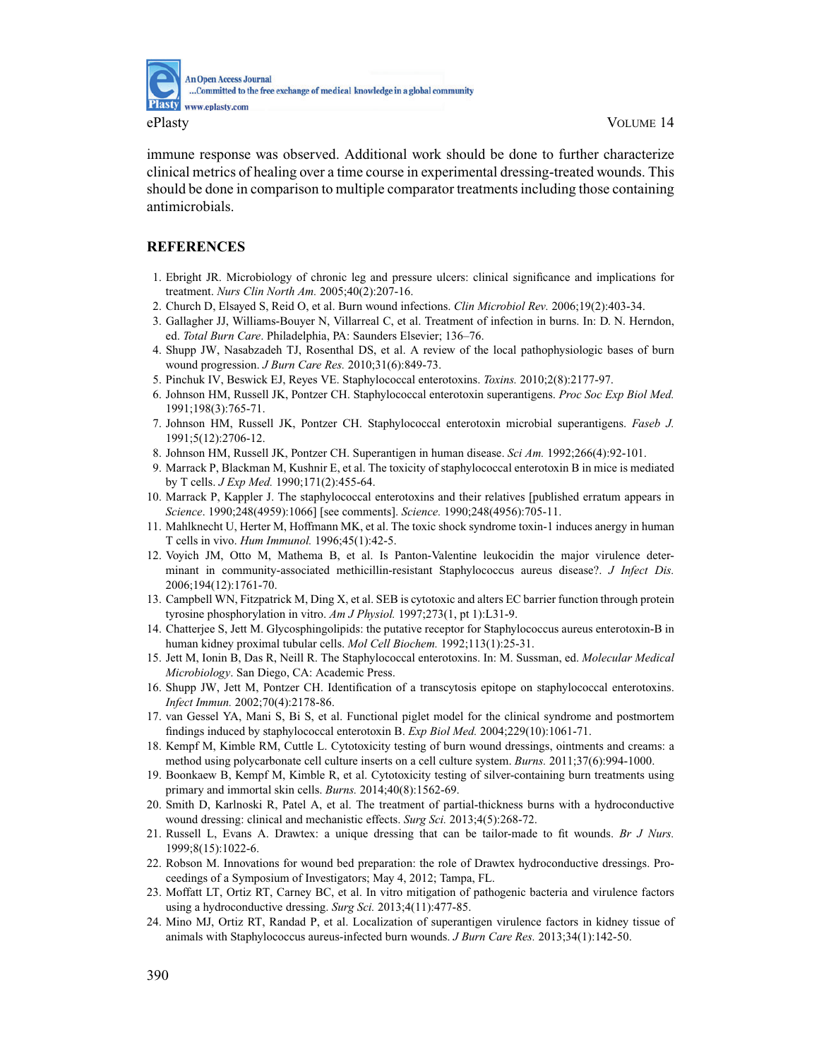immune response was observed. Additional work should be done to further characterize clinical metrics of healing over a time course in experimental dressing-treated wounds. This should be done in comparison to multiple comparator treatments including those containing antimicrobials.

## REFERENCES

1. Ebright JR. Microbiology of chronic leg and pressure ulcers: clinical significance and implications for treatment. *Nurs Clin North Am.* 2005;40(2):207-16.
2. Church D, Elsayed S, Reid O, et al. Burn wound infections. *Clin Microbiol Rev.* 2006;19(2):403-34.
3. Gallagher JJ, Williams-Bouyer N, Villarreal C, et al. Treatment of infection in burns. In: D. N. Herndon, ed. *Total Burn Care*. Philadelphia, PA: Saunders Elsevier; 136–76.
4. Shupp JW, Nasabzadeh TJ, Rosenthal DS, et al. A review of the local pathophysiologic bases of burn wound progression. *J Burn Care Res.* 2010;31(6):849-73.
5. Pinchuk IV, Beswick EJ, Reyes VE. Staphylococcal enterotoxins. *Toxins.* 2010;2(8):2177-97.
6. Johnson HM, Russell JK, Pontzer CH. Staphylococcal enterotoxin superantigens. *Proc Soc Exp Biol Med.* 1991;198(3):765-71.
7. Johnson HM, Russell JK, Pontzer CH. Staphylococcal enterotoxin microbial superantigens. *Faseb J.* 1991;5(12):2706-12.
8. Johnson HM, Russell JK, Pontzer CH. Superantigen in human disease. *Sci Am.* 1992;266(4):92-101.
9. Marrack P, Blackman M, Kushnir E, et al. The toxicity of staphylococcal enterotoxin B in mice is mediated by T cells. *J Exp Med.* 1990;171(2):455-64.
10. Marrack P, Kappler J. The staphylococcal enterotoxins and their relatives [published erratum appears in *Science*. 1990;248(4959):1066] [see comments]. *Science.* 1990;248(4956):705-11.
11. Mahlknecht U, Herter M, Hoffmann MK, et al. The toxic shock syndrome toxin-1 induces anergy in human T cells in vivo. *Hum Immunol.* 1996;45(1):42-5.
12. Voyich JM, Otto M, Mathema B, et al. Is Panton-Valentine leukocidin the major virulence determinant in community-associated methicillin-resistant Staphylococcus aureus disease?. *J Infect Dis.* 2006;194(12):1761-70.
13. Campbell WN, Fitzpatrick M, Ding X, et al. SEB is cytotoxic and alters EC barrier function through protein tyrosine phosphorylation in vitro. *Am J Physiol.* 1997;273(1, pt 1):L31-9.
14. Chatterjee S, Jett M. Glycosphingolipids: the putative receptor for Staphylococcus aureus enterotoxin-B in human kidney proximal tubular cells. *Mol Cell Biochem.* 1992;113(1):25-31.
15. Jett M, Ionin B, Das R, Neill R. The Staphylococcal enterotoxins. In: M. Sussman, ed. *Molecular Medical Microbiology*. San Diego, CA: Academic Press.
16. Shupp JW, Jett M, Pontzer CH. Identification of a transcytosis epitope on staphylococcal enterotoxins. *Infect Immun.* 2002;70(4):2178-86.
17. van Gessel YA, Mani S, Bi S, et al. Functional piglet model for the clinical syndrome and postmortem findings induced by staphylococcal enterotoxin B. *Exp Biol Med.* 2004;229(10):1061-71.
18. Kempf M, Kimble RM, Cuttle L. Cytotoxicity testing of burn wound dressings, ointments and creams: a method using polycarbonate cell culture inserts on a cell culture system. *Burns.* 2011;37(6):994-1000.
19. Boonkaew B, Kempf M, Kimble R, et al. Cytotoxicity testing of silver-containing burn treatments using primary and immortal skin cells. *Burns.* 2014;40(8):1562-69.
20. Smith D, Karlnoski R, Patel A, et al. The treatment of partial-thickness burns with a hydroconductive wound dressing: clinical and mechanistic effects. *Surg Sci.* 2013;4(5):268-72.
21. Russell L, Evans A. Drawtex: a unique dressing that can be tailor-made to fit wounds. *Br J Nurs.* 1999;8(15):1022-6.
22. Robson M. Innovations for wound bed preparation: the role of Drawtex hydroconductive dressings. Proceedings of a Symposium of Investigators; May 4, 2012; Tampa, FL.
23. Moffatt LT, Ortiz RT, Carney BC, et al. In vitro mitigation of pathogenic bacteria and virulence factors using a hydroconductive dressing. *Surg Sci.* 2013;4(11):477-85.
24. Mino MJ, Ortiz RT, Randad P, et al. Localization of superantigen virulence factors in kidney tissue of animals with Staphylococcus aureus-infected burn wounds. *J Burn Care Res.* 2013;34(1):142-50.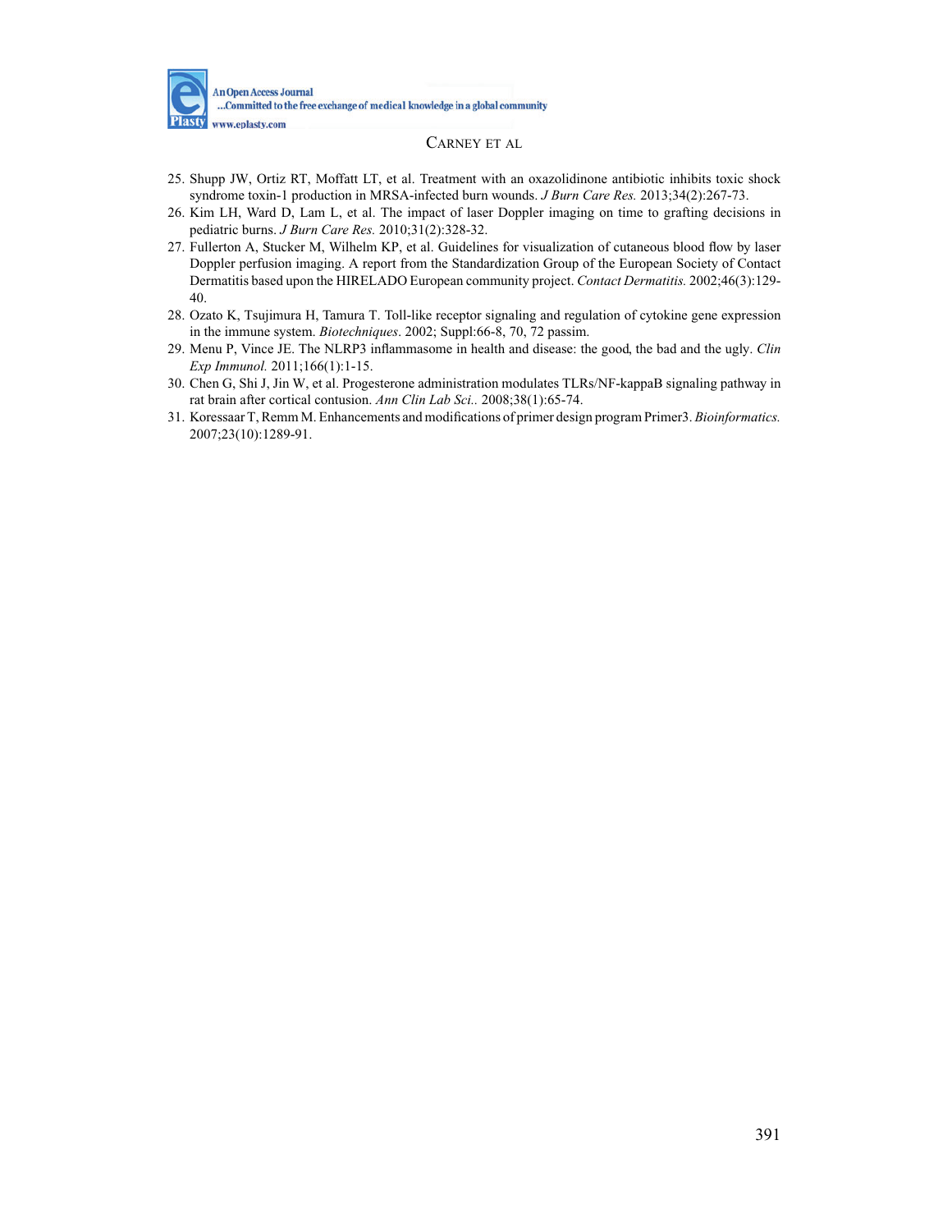25. Shupp JW, Ortiz RT, Moffatt LT, et al. Treatment with an oxazolidinone antibiotic inhibits toxic shock syndrome toxin-1 production in MRSA-infected burn wounds. *J Burn Care Res.* 2013;34(2):267-73.
26. Kim LH, Ward D, Lam L, et al. The impact of laser Doppler imaging on time to grafting decisions in pediatric burns. *J Burn Care Res.* 2010;31(2):328-32.
27. Fullerton A, Stucker M, Wilhelm KP, et al. Guidelines for visualization of cutaneous blood flow by laser Doppler perfusion imaging. A report from the Standardization Group of the European Society of Contact Dermatitis based upon the HIRELADO European community project. *Contact Dermatitis.* 2002;46(3):129-40.
28. Ozato K, Tsujimura H, Tamura T. Toll-like receptor signaling and regulation of cytokine gene expression in the immune system. *Biotechniques*. 2002; Suppl:66-8, 70, 72 passim.
29. Menu P, Vince JE. The NLRP3 inflammasome in health and disease: the good, the bad and the ugly. *Clin Exp Immunol.* 2011;166(1):1-15.
30. Chen G, Shi J, Jin W, et al. Progesterone administration modulates TLRs/NF-kappaB signaling pathway in rat brain after cortical contusion. *Ann Clin Lab Sci..* 2008;38(1):65-74.
31. Koressaar T, Remm M. Enhancements and modifications of primer design program Primer3. *Bioinformatics.* 2007;23(10):1289-91.